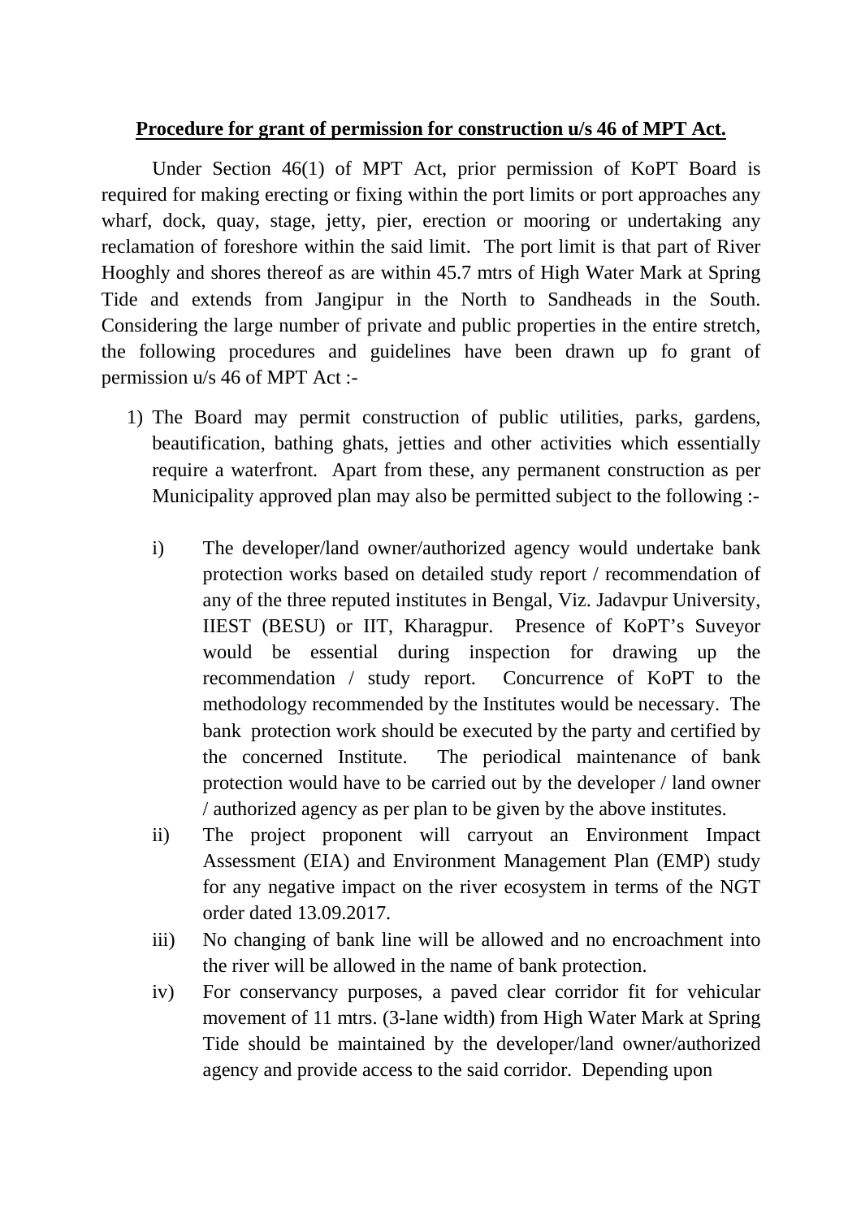**Procedure for grant of permission for construction u/s 46 of MPT Act.**

Under Section 46(1) of MPT Act, prior permission of KoPT Board is required for making erecting or fixing within the port limits or port approaches any wharf, dock, quay, stage, jetty, pier, erection or mooring or undertaking any reclamation of foreshore within the said limit. The port limit is that part of River Hooghly and shores thereof as are within 45.7 mtrs of High Water Mark at Spring Tide and extends from Jangipur in the North to Sandheads in the South. Considering the large number of private and public properties in the entire stretch, the following procedures and guidelines have been drawn up fo grant of permission u/s 46 of MPT Act :-

1) The Board may permit construction of public utilities, parks, gardens, beautification, bathing ghats, jetties and other activities which essentially require a waterfront. Apart from these, any permanent construction as per Municipality approved plan may also be permitted subject to the following :-

   i) The developer/land owner/authorized agency would undertake bank protection works based on detailed study report / recommendation of any of the three reputed institutes in Bengal, Viz. Jadavpur University, IIEST (BESU) or IIT, Kharagpur. Presence of KoPT's Suveyor would be essential during inspection for drawing up the recommendation / study report. Concurrence of KoPT to the methodology recommended by the Institutes would be necessary. The bank protection work should be executed by the party and certified by the concerned Institute. The periodical maintenance of bank protection would have to be carried out by the developer / land owner / authorized agency as per plan to be given by the above institutes.

   ii) The project proponent will carryout an Environment Impact Assessment (EIA) and Environment Management Plan (EMP) study for any negative impact on the river ecosystem in terms of the NGT order dated 13.09.2017.

   iii) No changing of bank line will be allowed and no encroachment into the river will be allowed in the name of bank protection.

   iv) For conservancy purposes, a paved clear corridor fit for vehicular movement of 11 mtrs. (3-lane width) from High Water Mark at Spring Tide should be maintained by the developer/land owner/authorized agency and provide access to the said corridor. Depending upon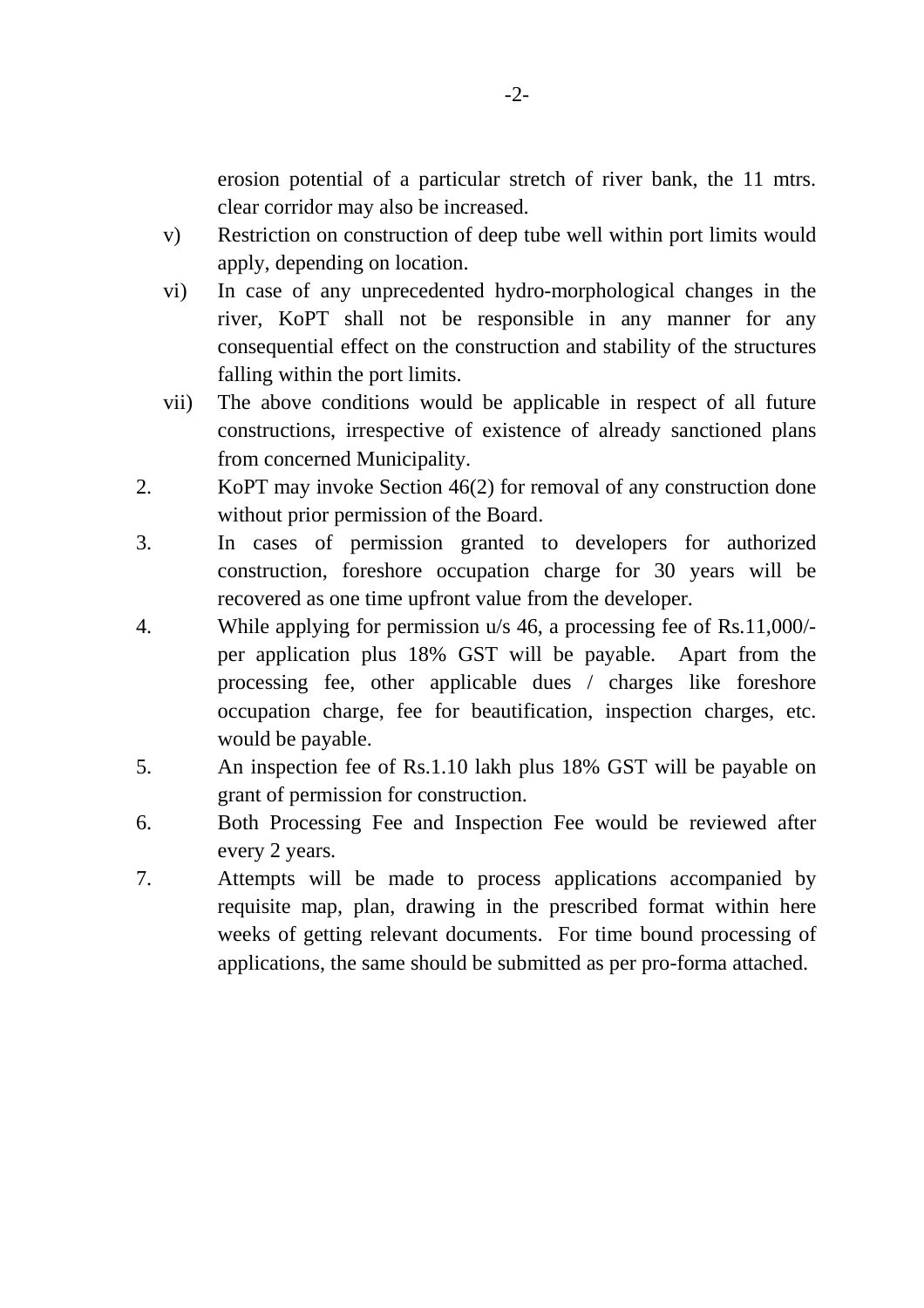erosion potential of a particular stretch of river bank, the 11 mtrs. clear corridor may also be increased.

v) Restriction on construction of deep tube well within port limits would apply, depending on location.

vi) In case of any unprecedented hydro-morphological changes in the river, KoPT shall not be responsible in any manner for any consequential effect on the construction and stability of the structures falling within the port limits.

vii) The above conditions would be applicable in respect of all future constructions, irrespective of existence of already sanctioned plans from concerned Municipality.

2. KoPT may invoke Section 46(2) for removal of any construction done without prior permission of the Board.

3. In cases of permission granted to developers for authorized construction, foreshore occupation charge for 30 years will be recovered as one time upfront value from the developer.

4. While applying for permission u/s 46, a processing fee of Rs.11,000/- per application plus 18% GST will be payable. Apart from the processing fee, other applicable dues / charges like foreshore occupation charge, fee for beautification, inspection charges, etc. would be payable.

5. An inspection fee of Rs.1.10 lakh plus 18% GST will be payable on grant of permission for construction.

6. Both Processing Fee and Inspection Fee would be reviewed after every 2 years.

7. Attempts will be made to process applications accompanied by requisite map, plan, drawing in the prescribed format within here weeks of getting relevant documents. For time bound processing of applications, the same should be submitted as per pro-forma attached.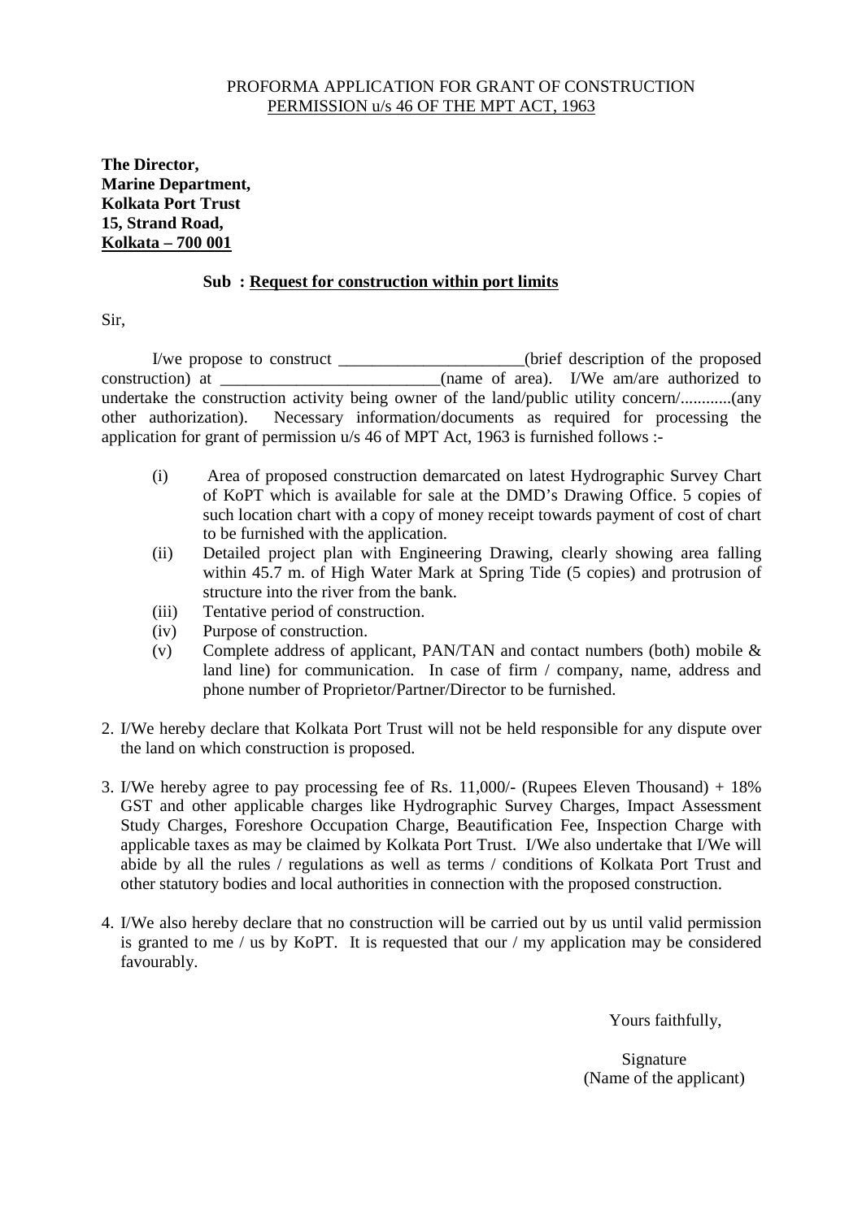PROFORMA APPLICATION FOR GRANT OF CONSTRUCTION PERMISSION u/s 46 OF THE MPT ACT, 1963

**The Director,**
**Marine Department,**
**Kolkata Port Trust**
**15, Strand Road,**
**Kolkata – 700 001**

**Sub : Request for construction within port limits**

Sir,

I/we propose to construct ______________________(brief description of the proposed construction) at __________________________(name of area). I/We am/are authorized to undertake the construction activity being owner of the land/public utility concern/............(any other authorization). Necessary information/documents as required for processing the application for grant of permission u/s 46 of MPT Act, 1963 is furnished follows :-

(i) Area of proposed construction demarcated on latest Hydrographic Survey Chart of KoPT which is available for sale at the DMD's Drawing Office. 5 copies of such location chart with a copy of money receipt towards payment of cost of chart to be furnished with the application.

(ii) Detailed project plan with Engineering Drawing, clearly showing area falling within 45.7 m. of High Water Mark at Spring Tide (5 copies) and protrusion of structure into the river from the bank.

(iii) Tentative period of construction.

(iv) Purpose of construction.

(v) Complete address of applicant, PAN/TAN and contact numbers (both) mobile & land line) for communication. In case of firm / company, name, address and phone number of Proprietor/Partner/Director to be furnished.

2. I/We hereby declare that Kolkata Port Trust will not be held responsible for any dispute over the land on which construction is proposed.

3. I/We hereby agree to pay processing fee of Rs. 11,000/- (Rupees Eleven Thousand) + 18% GST and other applicable charges like Hydrographic Survey Charges, Impact Assessment Study Charges, Foreshore Occupation Charge, Beautification Fee, Inspection Charge with applicable taxes as may be claimed by Kolkata Port Trust. I/We also undertake that I/We will abide by all the rules / regulations as well as terms / conditions of Kolkata Port Trust and other statutory bodies and local authorities in connection with the proposed construction.

4. I/We also hereby declare that no construction will be carried out by us until valid permission is granted to me / us by KoPT. It is requested that our / my application may be considered favourably.

Yours faithfully,

Signature
(Name of the applicant)